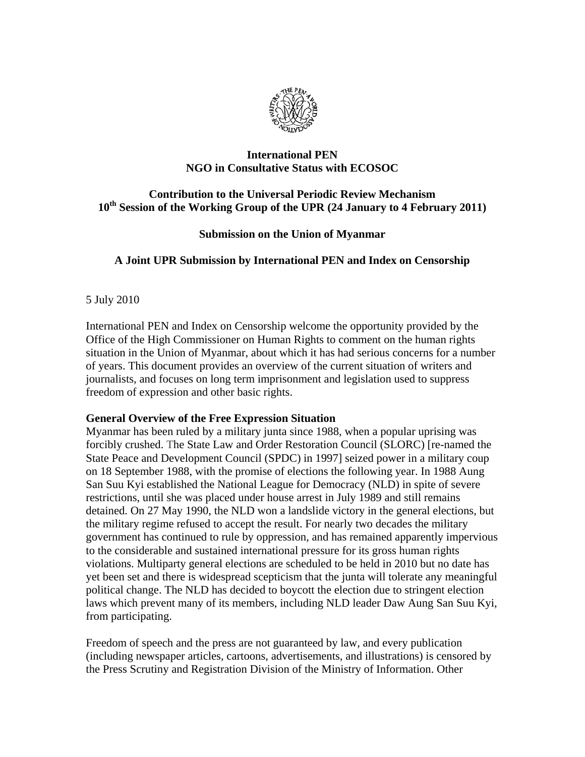**International PEN**
**NGO in Consultative Status with ECOSOC**

**Contribution to the Universal Periodic Review Mechanism**
**10th Session of the Working Group of the UPR (24 January to 4 February 2011)**

**Submission on the Union of Myanmar**

**A Joint UPR Submission by International PEN and Index on Censorship**

5 July 2010

International PEN and Index on Censorship welcome the opportunity provided by the Office of the High Commissioner on Human Rights to comment on the human rights situation in the Union of Myanmar, about which it has had serious concerns for a number of years. This document provides an overview of the current situation of writers and journalists, and focuses on long term imprisonment and legislation used to suppress freedom of expression and other basic rights.

**General Overview of the Free Expression Situation**

Myanmar has been ruled by a military junta since 1988, when a popular uprising was forcibly crushed. The State Law and Order Restoration Council (SLORC) [re-named the State Peace and Development Council (SPDC) in 1997] seized power in a military coup on 18 September 1988, with the promise of elections the following year. In 1988 Aung San Suu Kyi established the National League for Democracy (NLD) in spite of severe restrictions, until she was placed under house arrest in July 1989 and still remains detained. On 27 May 1990, the NLD won a landslide victory in the general elections, but the military regime refused to accept the result. For nearly two decades the military government has continued to rule by oppression, and has remained apparently impervious to the considerable and sustained international pressure for its gross human rights violations. Multiparty general elections are scheduled to be held in 2010 but no date has yet been set and there is widespread scepticism that the junta will tolerate any meaningful political change. The NLD has decided to boycott the election due to stringent election laws which prevent many of its members, including NLD leader Daw Aung San Suu Kyi, from participating.

Freedom of speech and the press are not guaranteed by law, and every publication (including newspaper articles, cartoons, advertisements, and illustrations) is censored by the Press Scrutiny and Registration Division of the Ministry of Information. Other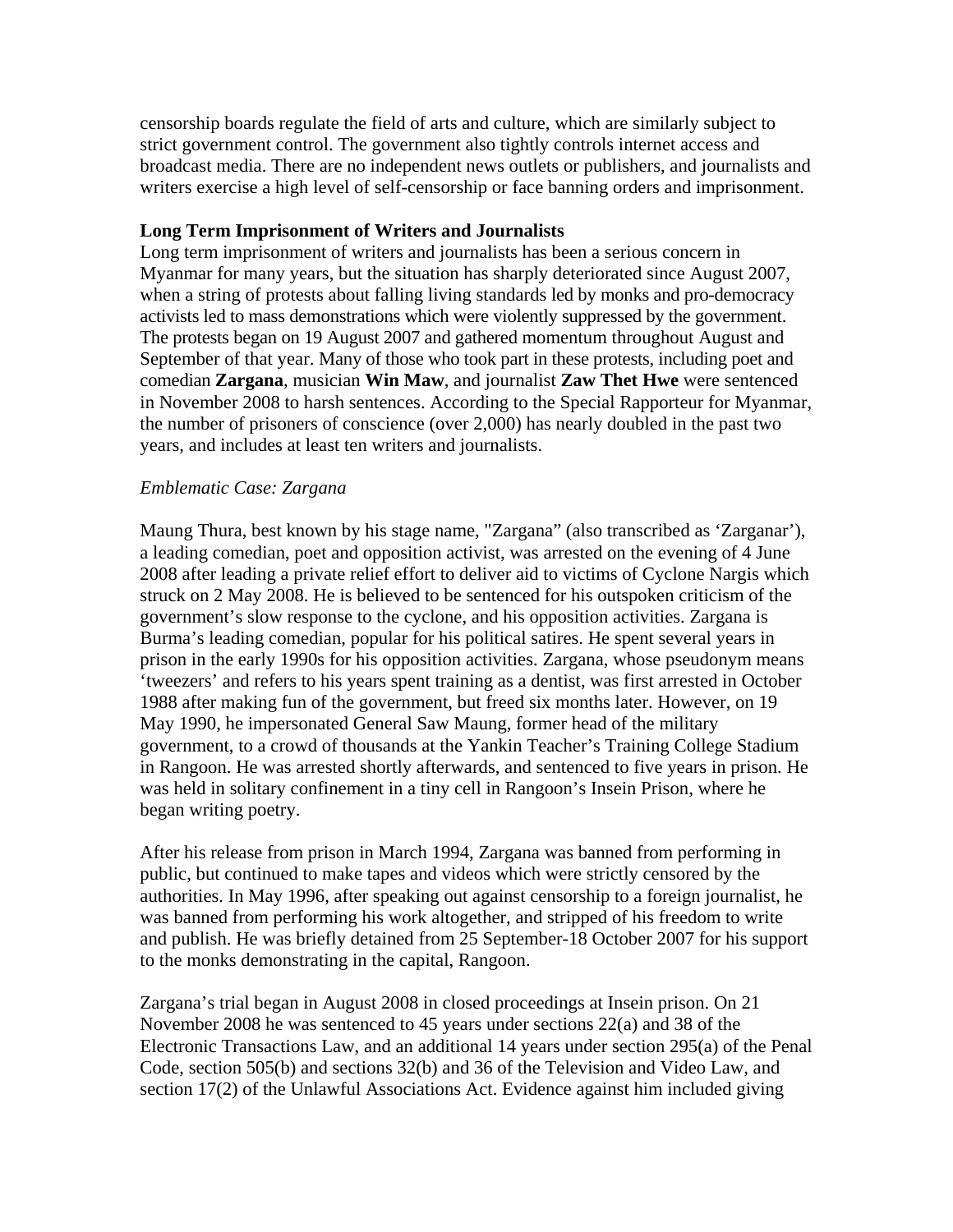censorship boards regulate the field of arts and culture, which are similarly subject to strict government control. The government also tightly controls internet access and broadcast media. There are no independent news outlets or publishers, and journalists and writers exercise a high level of self-censorship or face banning orders and imprisonment.

**Long Term Imprisonment of Writers and Journalists**

Long term imprisonment of writers and journalists has been a serious concern in Myanmar for many years, but the situation has sharply deteriorated since August 2007, when a string of protests about falling living standards led by monks and pro-democracy activists led to mass demonstrations which were violently suppressed by the government. The protests began on 19 August 2007 and gathered momentum throughout August and September of that year. Many of those who took part in these protests, including poet and comedian **Zargana**, musician **Win Maw**, and journalist **Zaw Thet Hwe** were sentenced in November 2008 to harsh sentences. According to the Special Rapporteur for Myanmar, the number of prisoners of conscience (over 2,000) has nearly doubled in the past two years, and includes at least ten writers and journalists.

*Emblematic Case: Zargana*

Maung Thura, best known by his stage name, "Zargana" (also transcribed as 'Zarganar'), a leading comedian, poet and opposition activist, was arrested on the evening of 4 June 2008 after leading a private relief effort to deliver aid to victims of Cyclone Nargis which struck on 2 May 2008. He is believed to be sentenced for his outspoken criticism of the government's slow response to the cyclone, and his opposition activities. Zargana is Burma's leading comedian, popular for his political satires. He spent several years in prison in the early 1990s for his opposition activities. Zargana, whose pseudonym means 'tweezers' and refers to his years spent training as a dentist, was first arrested in October 1988 after making fun of the government, but freed six months later. However, on 19 May 1990, he impersonated General Saw Maung, former head of the military government, to a crowd of thousands at the Yankin Teacher's Training College Stadium in Rangoon. He was arrested shortly afterwards, and sentenced to five years in prison. He was held in solitary confinement in a tiny cell in Rangoon's Insein Prison, where he began writing poetry.

After his release from prison in March 1994, Zargana was banned from performing in public, but continued to make tapes and videos which were strictly censored by the authorities. In May 1996, after speaking out against censorship to a foreign journalist, he was banned from performing his work altogether, and stripped of his freedom to write and publish. He was briefly detained from 25 September-18 October 2007 for his support to the monks demonstrating in the capital, Rangoon.

Zargana's trial began in August 2008 in closed proceedings at Insein prison. On 21 November 2008 he was sentenced to 45 years under sections 22(a) and 38 of the Electronic Transactions Law, and an additional 14 years under section 295(a) of the Penal Code, section 505(b) and sections 32(b) and 36 of the Television and Video Law, and section 17(2) of the Unlawful Associations Act. Evidence against him included giving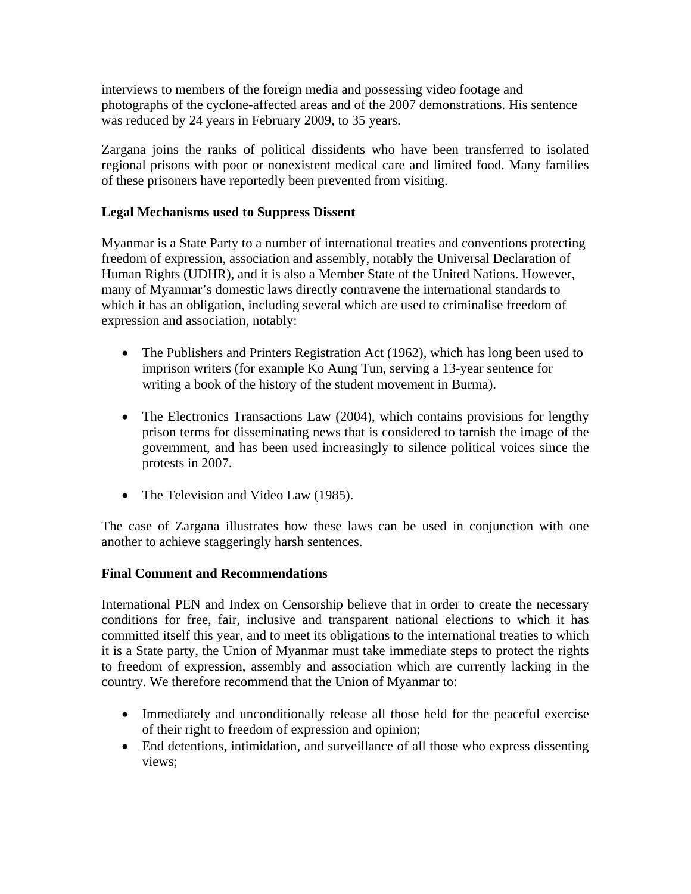interviews to members of the foreign media and possessing video footage and photographs of the cyclone-affected areas and of the 2007 demonstrations. His sentence was reduced by 24 years in February 2009, to 35 years.

Zargana joins the ranks of political dissidents who have been transferred to isolated regional prisons with poor or nonexistent medical care and limited food. Many families of these prisoners have reportedly been prevented from visiting.

**Legal Mechanisms used to Suppress Dissent**

Myanmar is a State Party to a number of international treaties and conventions protecting freedom of expression, association and assembly, notably the Universal Declaration of Human Rights (UDHR), and it is also a Member State of the United Nations. However, many of Myanmar's domestic laws directly contravene the international standards to which it has an obligation, including several which are used to criminalise freedom of expression and association, notably:

- The Publishers and Printers Registration Act (1962), which has long been used to imprison writers (for example Ko Aung Tun, serving a 13-year sentence for writing a book of the history of the student movement in Burma).

- The Electronics Transactions Law (2004), which contains provisions for lengthy prison terms for disseminating news that is considered to tarnish the image of the government, and has been used increasingly to silence political voices since the protests in 2007.

- The Television and Video Law (1985).

The case of Zargana illustrates how these laws can be used in conjunction with one another to achieve staggeringly harsh sentences.

**Final Comment and Recommendations**

International PEN and Index on Censorship believe that in order to create the necessary conditions for free, fair, inclusive and transparent national elections to which it has committed itself this year, and to meet its obligations to the international treaties to which it is a State party, the Union of Myanmar must take immediate steps to protect the rights to freedom of expression, assembly and association which are currently lacking in the country. We therefore recommend that the Union of Myanmar to:

- Immediately and unconditionally release all those held for the peaceful exercise of their right to freedom of expression and opinion;
- End detentions, intimidation, and surveillance of all those who express dissenting views;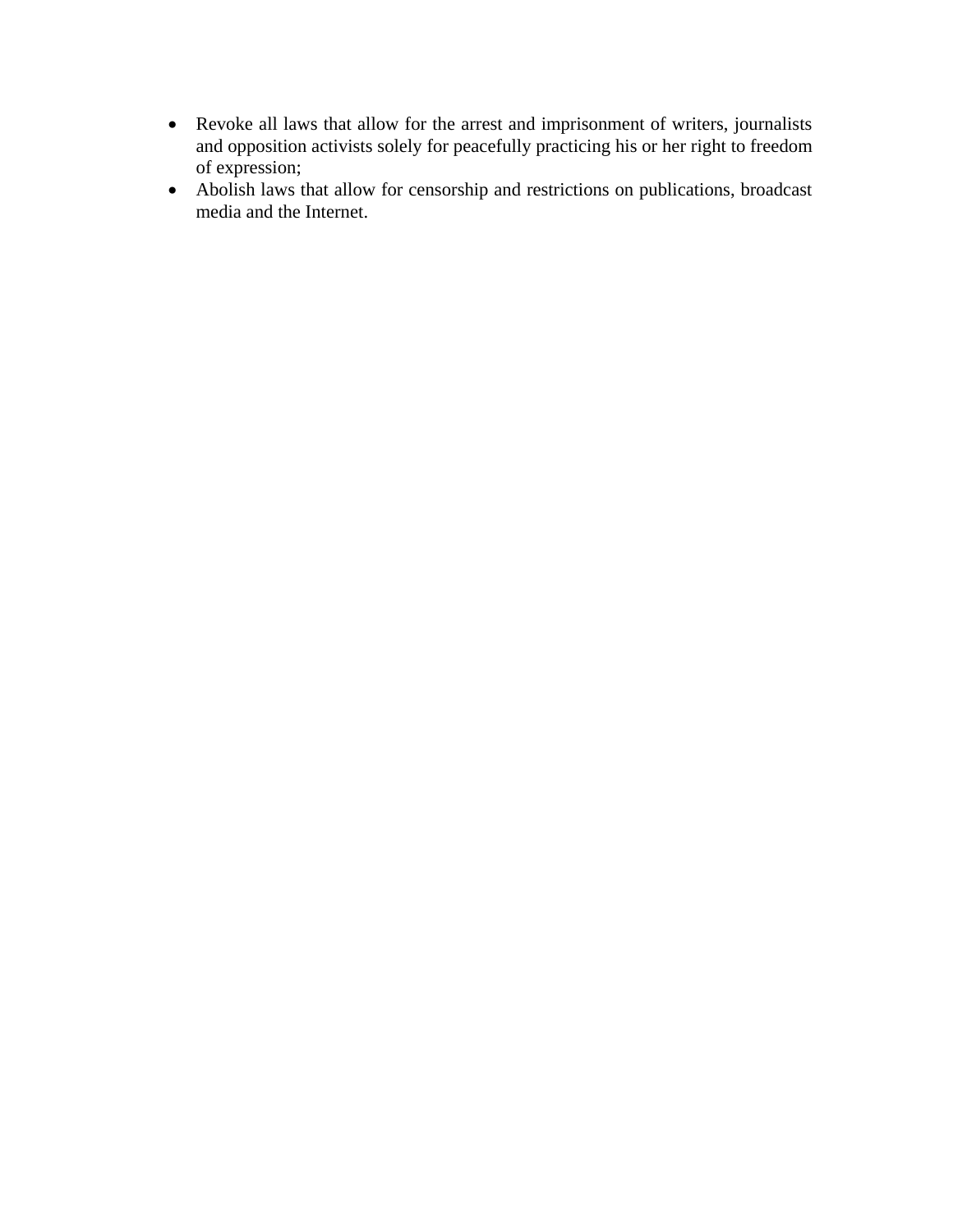- Revoke all laws that allow for the arrest and imprisonment of writers, journalists and opposition activists solely for peacefully practicing his or her right to freedom of expression;
- Abolish laws that allow for censorship and restrictions on publications, broadcast media and the Internet.